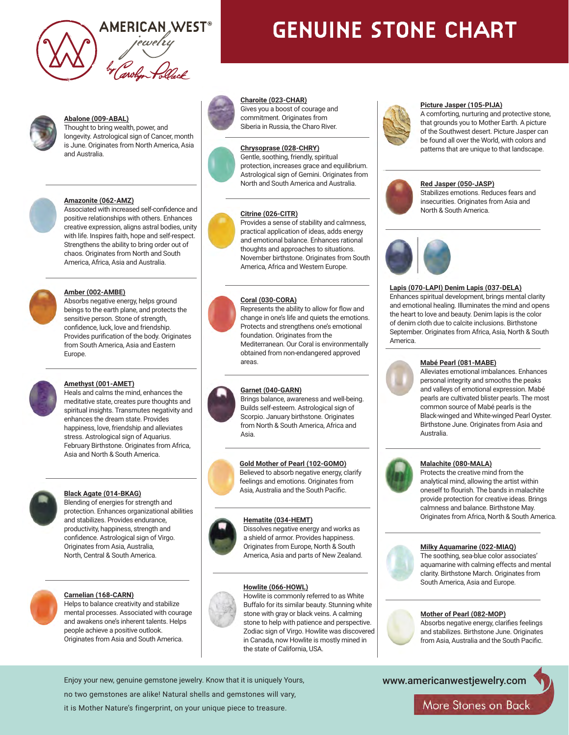# GENUINE STONE CHART

AMERICAN WEST® jewelry by Carolyn Pollack

**Abalone (009-ABAL)**
Thought to bring wealth, power, and longevity. Astrological sign of Cancer, month is June. Originates from North America, Asia and Australia.

**Amazonite (062-AMZ)**
Associated with increased self-confidence and positive relationships with others. Enhances creative expression, aligns astral bodies, unity with life. Inspires faith, hope and self-respect. Strengthens the ability to bring order out of chaos. Originates from North and South America, Africa, Asia and Australia.

**Amber (002-AMBE)**
Absorbs negative energy, helps ground beings to the earth plane, and protects the sensitive person. Stone of strength, confidence, luck, love and friendship. Provides purification of the body. Originates from South America, Asia and Eastern Europe.

**Amethyst (001-AMET)**
Heals and calms the mind, enhances the meditative state, creates pure thoughts and spiritual insights. Transmutes negativity and enhances the dream state. Provides happiness, love, friendship and alleviates stress. Astrological sign of Aquarius. February Birthstone. Originates from Africa, Asia and North & South America.

**Black Agate (014-BKAG)**
Blending of energies for strength and protection. Enhances organizational abilities and stabilizes. Provides endurance, productivity, happiness, strength and confidence. Astrological sign of Virgo. Originates from Asia, Australia, North, Central & South America.

**Carnelian (168-CARN)**
Helps to balance creativity and stabilize mental processes. Associated with courage and awakens one's inherent talents. Helps people achieve a positive outlook. Originates from Asia and South America.

**Charoite (023-CHAR)**
Gives you a boost of courage and commitment. Originates from Siberia in Russia, the Charo River.

**Chrysoprase (028-CHRY)**
Gentle, soothing, friendly, spiritual protection, increases grace and equilibrium. Astrological sign of Gemini. Originates from North and South America and Australia.

**Citrine (026-CITR)**
Provides a sense of stability and calmness, practical application of ideas, adds energy and emotional balance. Enhances rational thoughts and approaches to situations. November birthstone. Originates from South America, Africa and Western Europe.

**Coral (030-CORA)**
Represents the ability to allow for flow and change in one's life and quiets the emotions. Protects and strengthens one's emotional foundation. Originates from the Mediterranean. Our Coral is environmentally obtained from non-endangered approved areas.

**Garnet (040-GARN)**
Brings balance, awareness and well-being. Builds self-esteem. Astrological sign of Scorpio. January birthstone. Originates from North & South America, Africa and Asia.

**Gold Mother of Pearl (102-GOMO)**
Believed to absorb negative energy, clarify feelings and emotions. Originates from Asia, Australia and the South Pacific.

**Hematite (034-HEMT)**
Dissolves negative energy and works as a shield of armor. Provides happiness. Originates from Europe, North & South America, Asia and parts of New Zealand.

**Howlite (066-HOWL)**
Howlite is commonly referred to as White Buffalo for its similar beauty. Stunning white stone with gray or black veins. A calming stone to help with patience and perspective. Zodiac sign of Virgo. Howlite was discovered in Canada, now Howlite is mostly mined in the state of California, USA.

**Picture Jasper (105-PIJA)**
A comforting, nurturing and protective stone, that grounds you to Mother Earth. A picture of the Southwest desert. Picture Jasper can be found all over the World, with colors and patterns that are unique to that landscape.

**Red Jasper (050-JASP)**
Stabilizes emotions. Reduces fears and insecurities. Originates from Asia and North & South America.

**Lapis (070-LAPI) Denim Lapis (037-DELA)**
Enhances spiritual development, brings mental clarity and emotional healing. Illuminates the mind and opens the heart to love and beauty. Denim lapis is the color of denim cloth due to calcite inclusions. Birthstone September. Originates from Africa, Asia, North & South America.

**Mabé Pearl (081-MABE)**
Alleviates emotional imbalances. Enhances personal integrity and smooths the peaks and valleys of emotional expression. Mabé pearls are cultivated blister pearls. The most common source of Mabé pearls is the Black-winged and White-winged Pearl Oyster. Birthstone June. Originates from Asia and Australia.

**Malachite (080-MALA)**
Protects the creative mind from the analytical mind, allowing the artist within oneself to flourish. The bands in malachite provide protection for creative ideas. Brings calmness and balance. Birthstone May. Originates from Africa, North & South America.

**Milky Aquamarine (022-MIAQ)**
The soothing, sea-blue color associates' aquamarine with calming effects and mental clarity. Birthstone March. Originates from South America, Asia and Europe.

**Mother of Pearl (082-MOP)**
Absorbs negative energy, clarifies feelings and stabilizes. Birthstone June. Originates from Asia, Australia and the South Pacific.

Enjoy your new, genuine gemstone jewelry. Know that it is uniquely Yours, no two gemstones are alike! Natural shells and gemstones will vary, it is Mother Nature's fingerprint, on your unique piece to treasure.

www.americanwestjewelry.com

More Stones on Back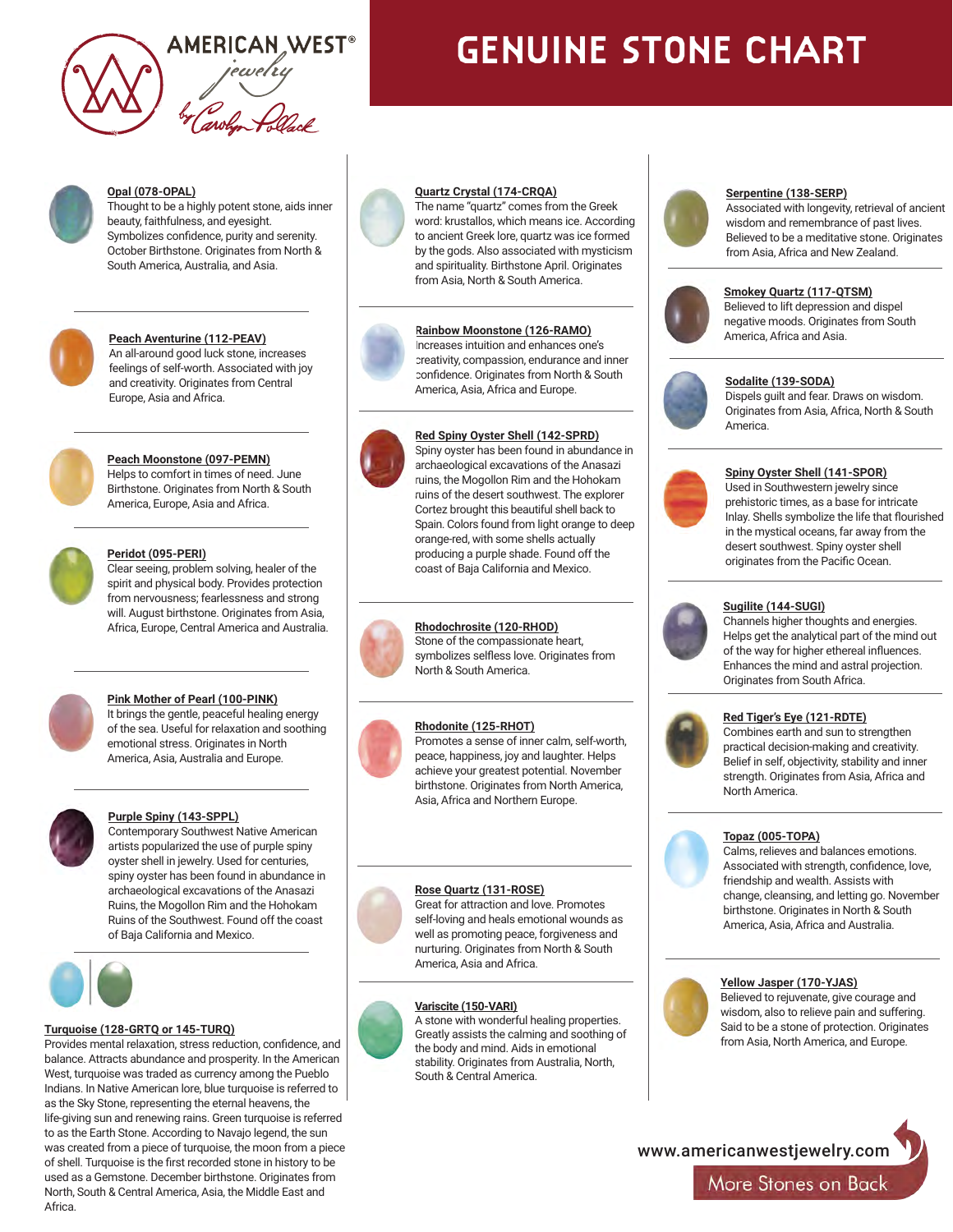AMERICAN WEST®
jewelry
by Carolyn Pollack

# GENUINE STONE CHART

**Opal (078-OPAL)**
Thought to be a highly potent stone, aids inner beauty, faithfulness, and eyesight. Symbolizes confidence, purity and serenity. October Birthstone. Originates from North & South America, Australia, and Asia.

**Peach Aventurine (112-PEAV)**
An all-around good luck stone, increases feelings of self-worth. Associated with joy and creativity. Originates from Central Europe, Asia and Africa.

**Peach Moonstone (097-PEMN)**
Helps to comfort in times of need. June Birthstone. Originates from North & South America, Europe, Asia and Africa.

**Peridot (095-PERI)**
Clear seeing, problem solving, healer of the spirit and physical body. Provides protection from nervousness; fearlessness and strong will. August birthstone. Originates from Asia, Africa, Europe, Central America and Australia.

**Pink Mother of Pearl (100-PINK)**
It brings the gentle, peaceful healing energy of the sea. Useful for relaxation and soothing emotional stress. Originates from North America, Asia, Australia and Europe.

**Purple Spiny (143-SPPL)**
Contemporary Southwest Native American artists popularized the use of purple spiny oyster shell in jewelry. Used for centuries, spiny oyster has been found in abundance in archaeological excavations of the Anasazi Ruins, the Mogollon Rim and the Hohokam Ruins of the Southwest. Found off the coast of Baja California and Mexico.

**Turquoise (128-GRTQ or 145-TURQ)**
Provides mental relaxation, stress reduction, confidence, and balance. Attracts abundance and prosperity. In the American West, turquoise was traded as currency among the Pueblo Indians. In Native American lore, blue turquoise is referred to as the Sky Stone, representing the eternal heavens, the life-giving sun and renewing rains. Green turquoise is referred to as the Earth Stone. According to Navajo legend, the sun was created from a piece of turquoise, the moon from a piece of shell. Turquoise is the first recorded stone in history to be used as a Gemstone. December birthstone. Originates from North, South & Central America, Asia, the Middle East and Africa.

**Quartz Crystal (174-CRQA)**
The name "quartz" comes from the Greek word: krustallos, which means ice. According to ancient Greek lore, quartz was ice formed by the gods. Also associated with mysticism and spirituality. Birthstone April. Originates from Asia, North & South America.

**Rainbow Moonstone (126-RAMO)**
Increases intuition and enhances one's creativity, compassion, endurance and inner confidence. Originates from North & South America, Asia, Africa and Europe.

**Red Spiny Oyster Shell (142-SPRD)**
Spiny oyster has been found in abundance in archaeological excavations of the Anasazi ruins, the Mogollon Rim and the Hohokam ruins of the desert southwest. The explorer Cortez brought this beautiful shell back to Spain. Colors found from light orange to deep orange-red, with some shells actually producing a purple shade. Found off the coast of Baja California and Mexico.

**Rhodochrosite (120-RHOD)**
Stone of the compassionate heart, symbolizes selfless love. Originates from North & South America.

**Rhodonite (125-RHOT)**
Promotes a sense of inner calm, self-worth, peace, happiness, joy and laughter. Helps achieve your greatest potential. November birthstone. Originates from North America, Asia, Africa and Northern Europe.

**Rose Quartz (131-ROSE)**
Great for attraction and love. Promotes self-loving and heals emotional wounds as well as promoting peace, forgiveness and nurturing. Originates from North & South America, Asia and Africa.

**Variscite (150-VARI)**
A stone with wonderful healing properties. Greatly assists the calming and soothing of the body and mind. Aids in emotional stability. Originates from Australia, North, South & Central America.

**Serpentine (138-SERP)**
Associated with longevity, retrieval of ancient wisdom and remembrance of past lives. Believed to be a meditative stone. Originates from Asia, Africa and New Zealand.

**Smokey Quartz (117-QTSM)**
Believed to lift depression and dispel negative moods. Originates from South America, Africa and Asia.

**Sodalite (139-SODA)**
Dispels guilt and fear. Draws on wisdom. Originates from Asia, Africa, North & South America.

**Spiny Oyster Shell (141-SPOR)**
Used in Southwestern jewelry since prehistoric times, as a base for intricate Inlay. Shells symbolize the life that flourished in the mystical oceans, far away from the desert southwest. Spiny oyster shell originates from the Pacific Ocean.

**Sugilite (144-SUGI)**
Channels higher thoughts and energies. Helps get the analytical part of the mind out of the way for higher ethereal influences. Enhances the mind and astral projection. Originates from South Africa.

**Red Tiger's Eye (121-RDTE)**
Combines earth and sun to strengthen practical decision-making and creativity. Belief in self, objectivity, stability and inner strength. Originates from Asia, Africa and North America.

**Topaz (005-TOPA)**
Calms, relieves and balances emotions. Associated with strength, confidence, love, friendship and wealth. Assists with change, cleansing, and letting go. November birthstone. Originates in North & South America, Asia, Africa and Australia.

**Yellow Jasper (170-YJAS)**
Believed to relieve pain and suffering. Said to be a stone of protection. Originates from Asia, North America, and Europe.

www.americanwestjewelry.com

More Stones on Back

AMERICAN WEST®
jewelry
by Carolyn Pollack

# GENUINE STONE CHART

**Opal (078-OPAL)**
Thought to be a highly potent stone, aids inner beauty, faithfulness, and eyesight. Symbolizes confidence, purity and serenity. October Birthstone. Originates from North & South America, Australia, and Asia.

**Peach Aventurine (112-PEAV)**
An all-around good luck stone, increases feelings of self-worth. Associated with joy and creativity. Originates from Central Europe, Asia and Africa.

**Peach Moonstone (097-PEMN)**
Helps to comfort in times of need. June Birthstone. Originates from North & South America, Europe, Asia and Africa.

**Peridot (095-PERI)**
Clear seeing, problem solving, healer of the spirit and physical body. Provides protection from nervousness; fearlessness and strong will. August birthstone. Originates from Asia, Africa, Europe, Central America and Australia.

**Pink Mother of Pearl (100-PINK)**
It brings the gentle, peaceful healing energy of the sea. Useful for relaxation and soothing emotional stress. Originates from North America, Asia, Australia and Europe.

**Purple Spiny (143-SPPL)**
Contemporary Southwest Native American artists popularized the use of purple spiny oyster shell in jewelry. Used for centuries, spiny oyster has been found in abundance in archaeological excavations of the Anasazi Ruins, the Mogollon Rim and the Hohokam Ruins of the Southwest. Found off the coast of Baja California and Mexico.

**Turquoise (128-GRTQ or 145-TURQ)**
Provides mental relaxation, stress reduction, confidence, and balance. Attracts abundance and prosperity. In the American West, turquoise was traded as currency among the Pueblo Indians. In Native American lore, blue turquoise is referred to as the Sky Stone, representing the eternal heavens, the life-giving sun and renewing rains. Green turquoise is referred to as the Earth Stone. According to Navajo legend, the sun was created from a piece of turquoise, the moon from a piece of shell. Turquoise is the first recorded stone in history to be used as a Gemstone. December birthstone. Originates from North, South & Central America, Asia, the Middle East and Africa.

**Quartz Crystal (174-CRQA)**
The name "quartz" comes from the Greek word: krustallos, which means ice. According to ancient Greek lore, quartz was ice formed by the gods. Also associated with mysticism and spirituality. Birthstone April. Originates from Asia, North & South America.

**Rainbow Moonstone (126-RAMO)**
Increases intuition and enhances one's creativity, compassion, endurance and inner confidence. Originates from North & South America, Asia, Africa and Europe.

**Red Spiny Oyster Shell (142-SPRD)**
Spiny oyster has been found in abundance in archaeological excavations of the Anasazi ruins, the Mogollon Rim and the Hohokam ruins of the desert southwest. The explorer Cortez brought this beautiful shell back to Spain. Colors found from light orange to deep orange-red, with some shells actually producing a purple shade. Found off the coast of Baja California and Mexico.

**Rhodochrosite (120-RHOD)**
Stone of the compassionate heart, symbolizes selfless love. Originates from North & South America.

**Rhodonite (125-RHOT)**
Promotes a sense of inner calm, self-worth, peace, happiness, joy and laughter. Helps achieve your greatest potential. November birthstone. Originates from North America, Asia, Africa and Northern Europe.

**Rose Quartz (131-ROSE)**
Great for attraction and love. Promotes self-loving and heals emotional wounds as well as promoting peace, forgiveness and nurturing. Originates from North & South America, Asia and Africa.

**Variscite (150-VARI)**
A stone with wonderful healing properties. Greatly assists the calming and soothing of the body and mind. Aids in emotional stability. Originates from Australia, North, South & Central America.

**Serpentine (138-SERP)**
Associated with longevity, retrieval of ancient wisdom and remembrance of past lives. Believed to be a meditative stone. Originates from Asia, Africa and New Zealand.

**Smokey Quartz (117-QTSM)**
Believed to lift depression and dispel negative moods. Originates from South America, Africa and Asia.

**Sodalite (139-SODA)**
Dispels guilt and fear. Draws on wisdom. Originates from Asia, Africa, North & South America.

**Spiny Oyster Shell (141-SPOR)**
Used in Southwestern jewelry since prehistoric times, as a base for intricate Inlay. Shells symbolize the life that flourished in the mystical oceans, far away from the desert southwest. Spiny oyster shell originates from the Pacific Ocean.

**Sugilite (144-SUGI)**
Channels higher thoughts and energies. Helps get the analytical part of the mind out of the way for higher ethereal influences. Enhances the mind and astral projection. Originates from South Africa.

**Red Tiger's Eye (121-RDTE)**
Combines earth and sun to strengthen practical decision-making and creativity. Belief in self, objectivity, stability and inner strength. Originates from Asia, Africa and North America.

**Topaz (005-TOPA)**
Calms, relieves and balances emotions. Associated with strength, confidence, love, friendship and wealth. Assists with change, cleansing, and letting go. November birthstone. Originates in North & South America, Asia, Africa and Australia.

**Yellow Jasper (170-YJAS)**
Believed to revitalize, give courage and wisdom, also to relieve pain and suffering. Said to be a stone of protection. Originates from Asia, North America, and Europe.

www.americanwestjewelry.com

More Stones on Back